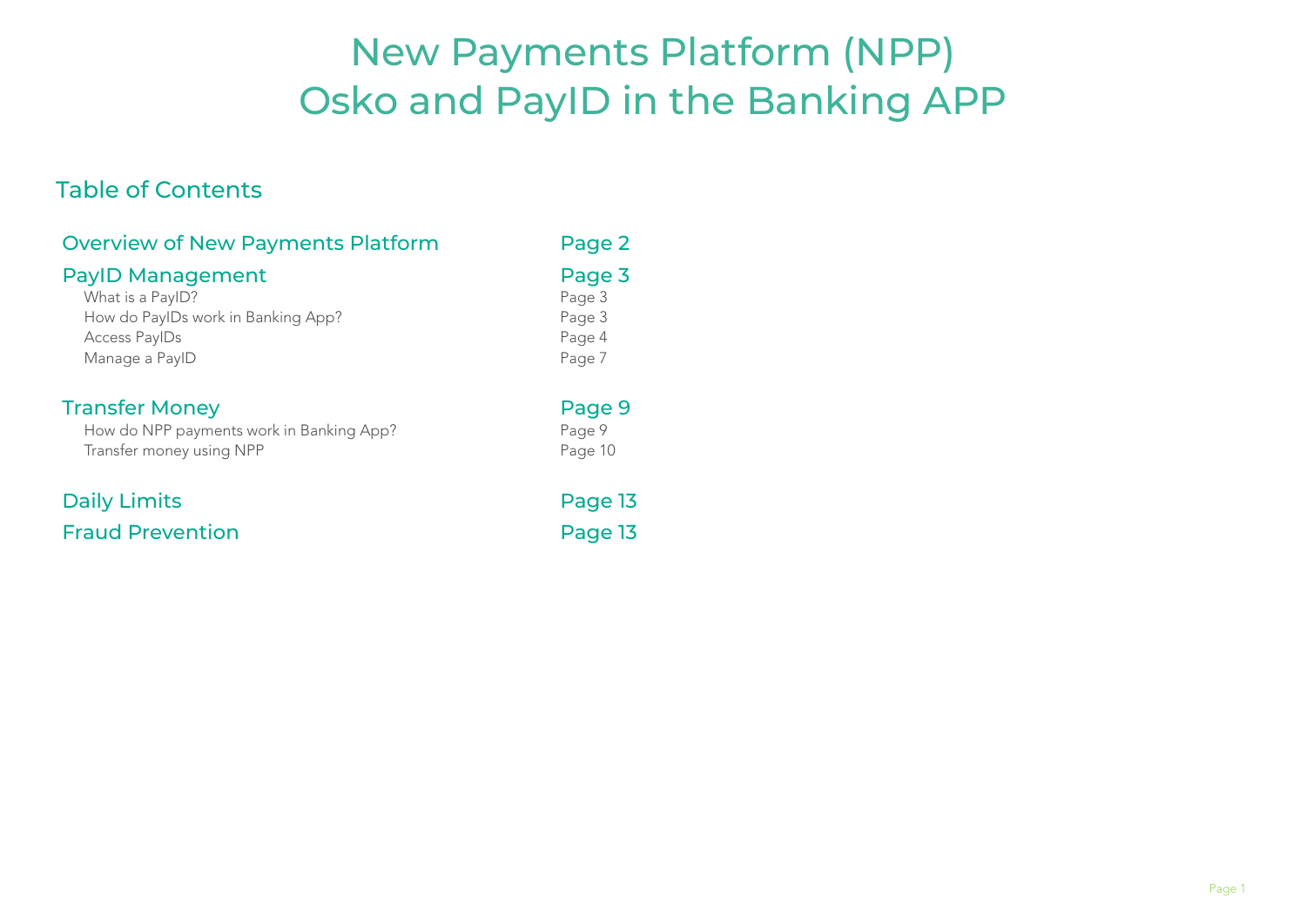# New Payments Platform (NPP)
# Osko and PayID in the Banking APP

## Table of Contents

| | |
|---|---|
| **Overview of New Payments Platform** | **Page 2** |
| **PayID Management** | **Page 3** |
| What is a PayID? | Page 3 |
| How do PayIDs work in Banking App? | Page 3 |
| Access PayIDs | Page 4 |
| Manage a PayID | Page 7 |
| **Transfer Money** | **Page 9** |
| How do NPP payments work in Banking App? | Page 9 |
| Transfer money using NPP | Page 10 |
| **Daily Limits** | **Page 13** |
| **Fraud Prevention** | **Page 13** |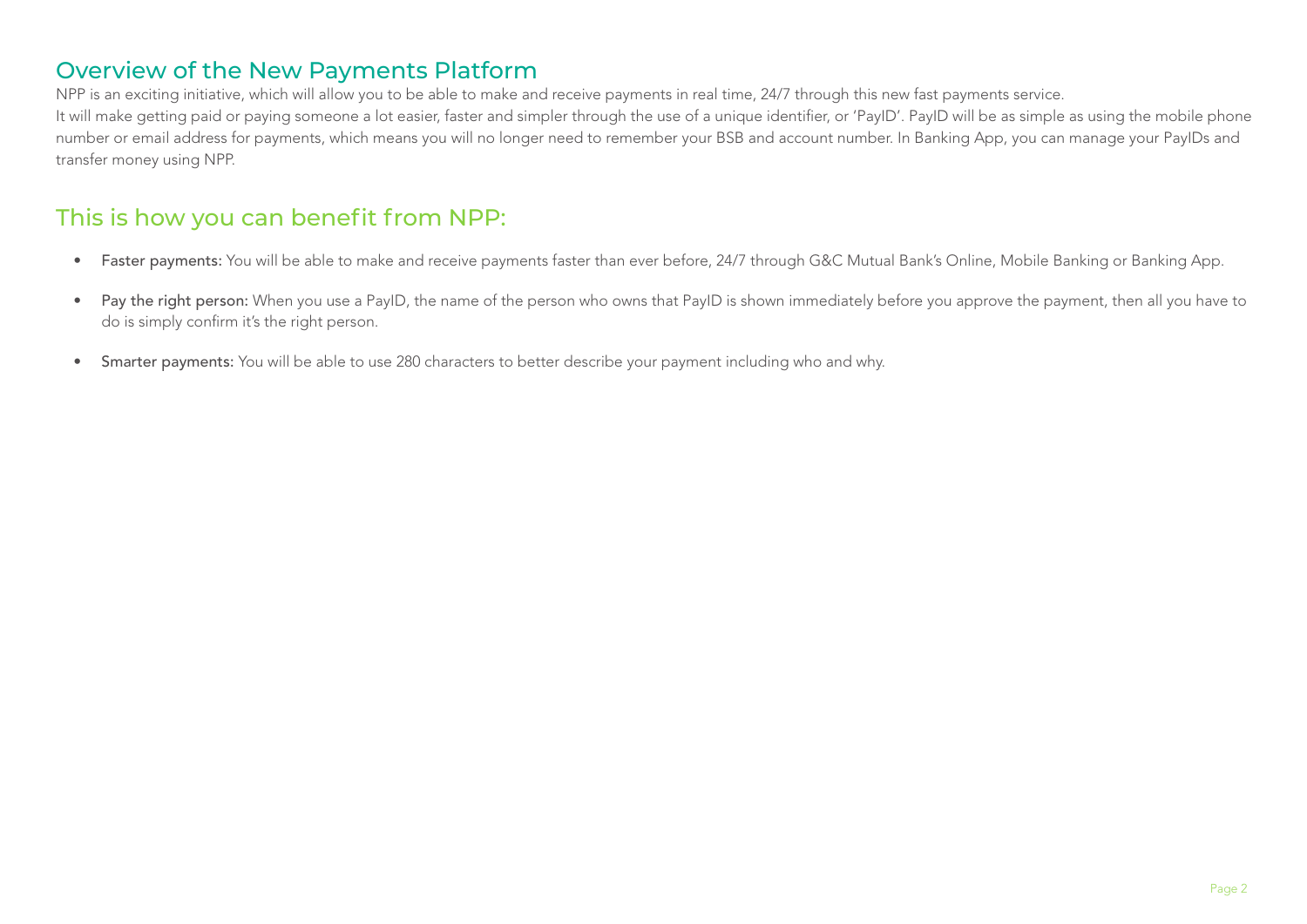## Overview of the New Payments Platform

NPP is an exciting initiative, which will allow you to be able to make and receive payments in real time, 24/7 through this new fast payments service.

It will make getting paid or paying someone a lot easier, faster and simpler through the use of a unique identifier, or 'PayID'. PayID will be as simple as using the mobile phone number or email address for payments, which means you will no longer need to remember your BSB and account number. In Banking App, you can manage your PayIDs and transfer money using NPP.

## This is how you can benefit from NPP:

- **Faster payments:** You will be able to make and receive payments faster than ever before, 24/7 through G&C Mutual Bank's Online, Mobile Banking or Banking App.
- **Pay the right person:** When you use a PayID, the name of the person who owns that PayID is shown immediately before you approve the payment, then all you have to do is simply confirm it's the right person.
- **Smarter payments:** You will be able to use 280 characters to better describe your payment including who and why.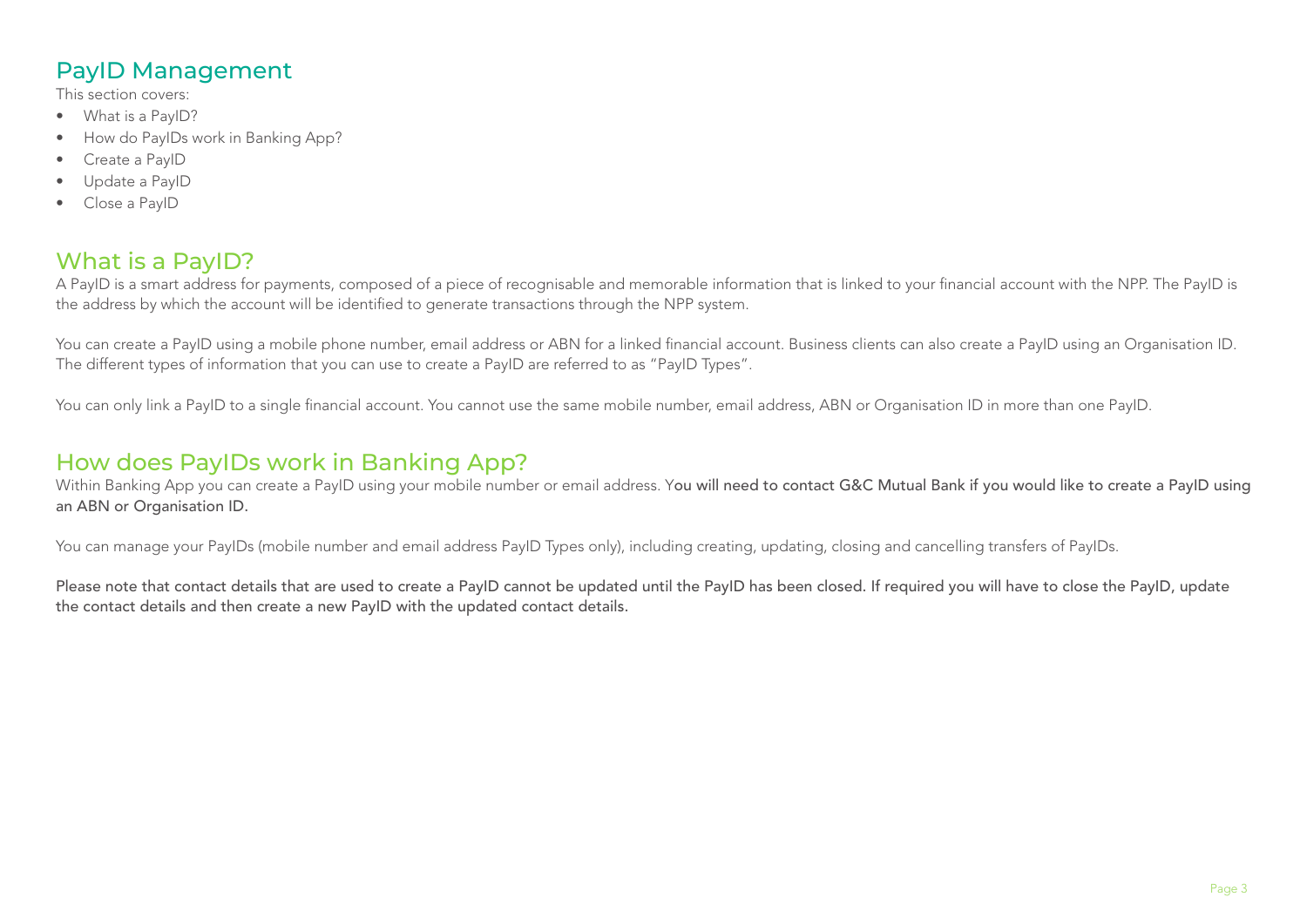## PayID Management

This section covers:

- What is a PayID?
- How do PayIDs work in Banking App?
- Create a PayID
- Update a PayID
- Close a PayID

## What is a PayID?

A PayID is a smart address for payments, composed of a piece of recognisable and memorable information that is linked to your financial account with the NPP. The PayID is the address by which the account will be identified to generate transactions through the NPP system.

You can create a PayID using a mobile phone number, email address or ABN for a linked financial account. Business clients can also create a PayID using an Organisation ID. The different types of information that you can use to create a PayID are referred to as "PayID Types".

You can only link a PayID to a single financial account. You cannot use the same mobile number, email address, ABN or Organisation ID in more than one PayID.

## How does PayIDs work in Banking App?

Within Banking App you can create a PayID using your mobile number or email address. **You will need to contact G&C Mutual Bank if you would like to create a PayID using an ABN or Organisation ID.**

You can manage your PayIDs (mobile number and email address PayID Types only), including creating, updating, closing and cancelling transfers of PayIDs.

**Please note that contact details that are used to create a PayID cannot be updated until the PayID has been closed. If required you will have to close the PayID, update the contact details and then create a new PayID with the updated contact details.**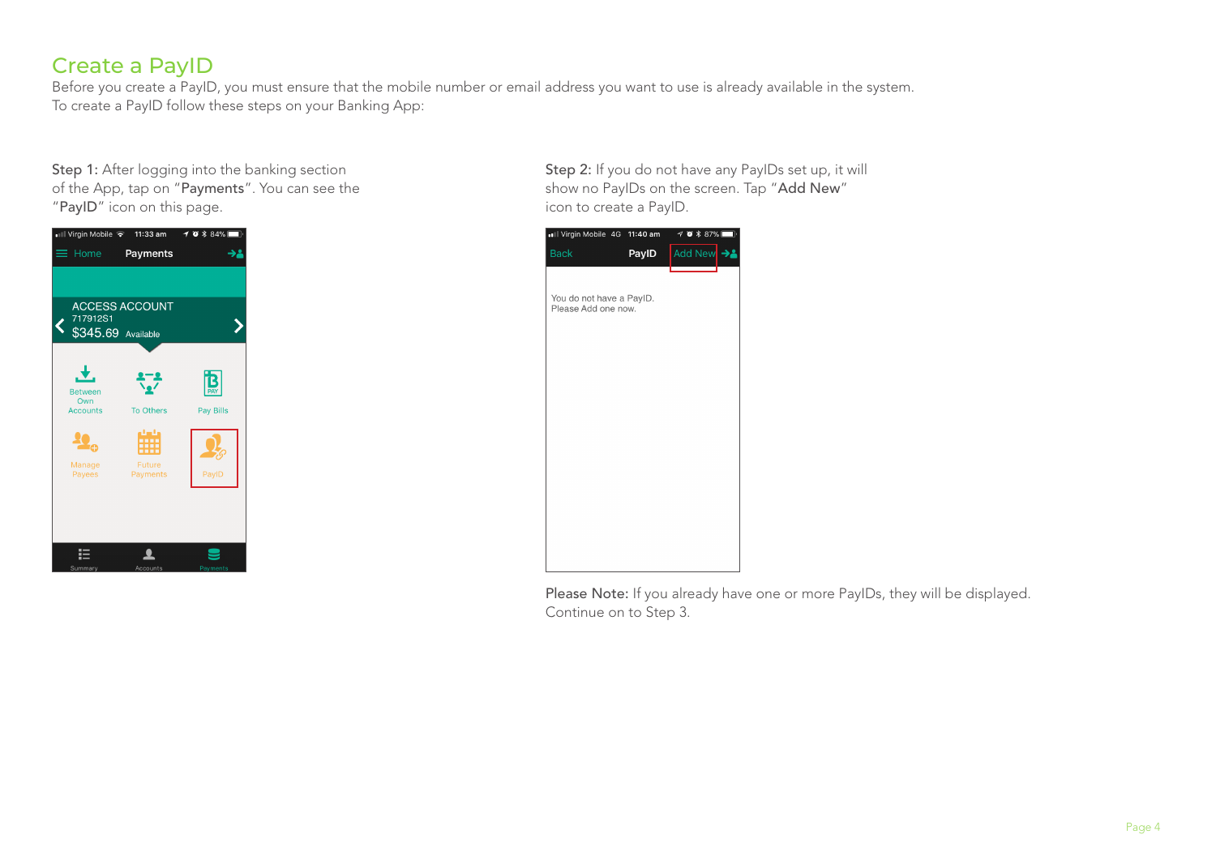# Create a PayID

Before you create a PayID, you must ensure that the mobile number or email address you want to use is already available in the system.
To create a PayID follow these steps on your Banking App:

Step 1: After logging into the banking section of the App, tap on "**Payments**". You can see the "**PayID**" icon on this page.

Step 2: If you do not have any PayIDs set up, it will show no PayIDs on the screen. Tap "**Add New**" icon to create a PayID.

Please Note: If you already have one or more PayIDs, they will be displayed. Continue on to Step 3.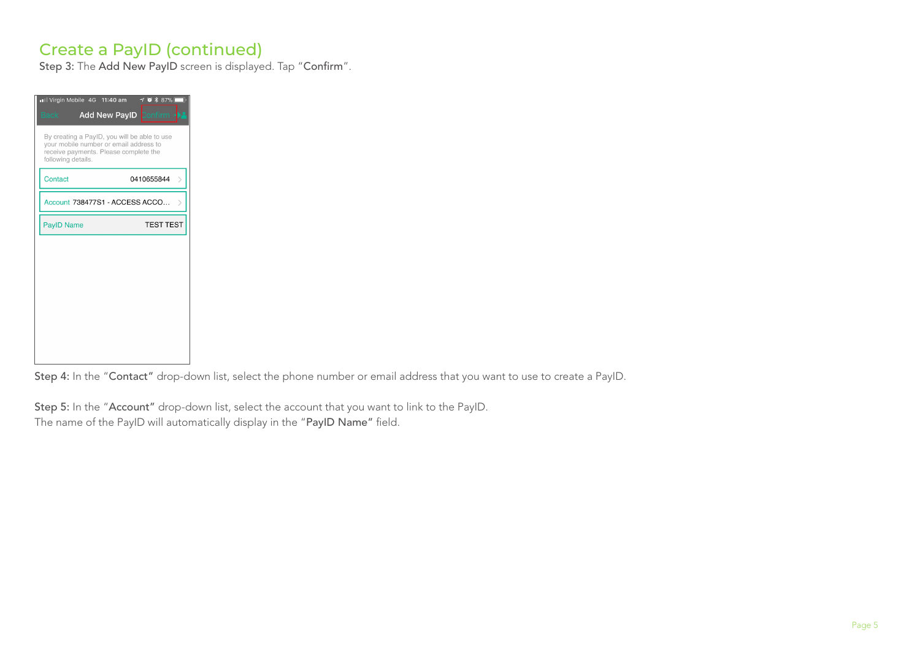# Create a PayID (continued)

**Step 3:** The **Add New PayID** screen is displayed. Tap "**Confirm**".

**Step 4:** In the "**Contact**" drop-down list, select the phone number or email address that you want to use to create a PayID.

**Step 5:** In the "**Account**" drop-down list, select the account that you want to link to the PayID.
The name of the PayID will automatically display in the "**PayID Name**" field.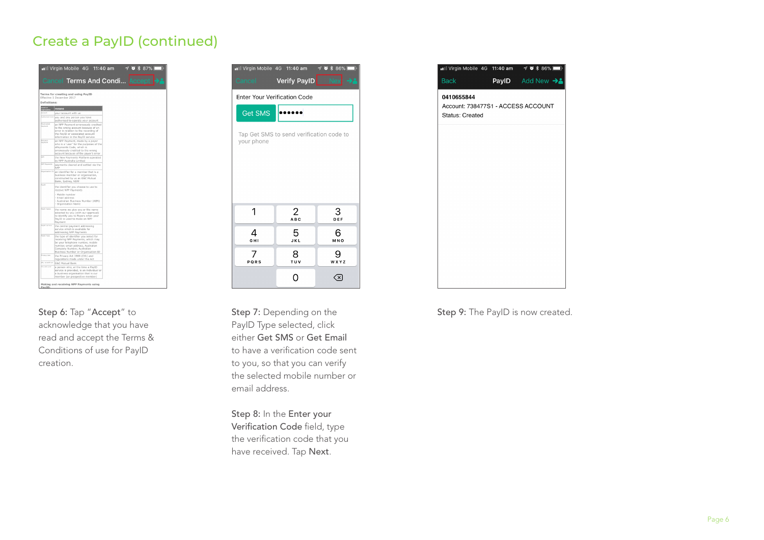# Create a PayID (continued)

**Step 6:** Tap "**Accept**" to acknowledge that you have read and accept the Terms & Conditions of use for PayID creation.

**Step 7:** Depending on the PayID Type selected, click either **Get SMS** or **Get Email** to have a verification code sent to you, so that you can verify the selected mobile number or email address.

**Step 8:** In the **Enter your Verification Code** field, type the verification code that you have received. Tap **Next**.

**Step 9:** The PayID is now created.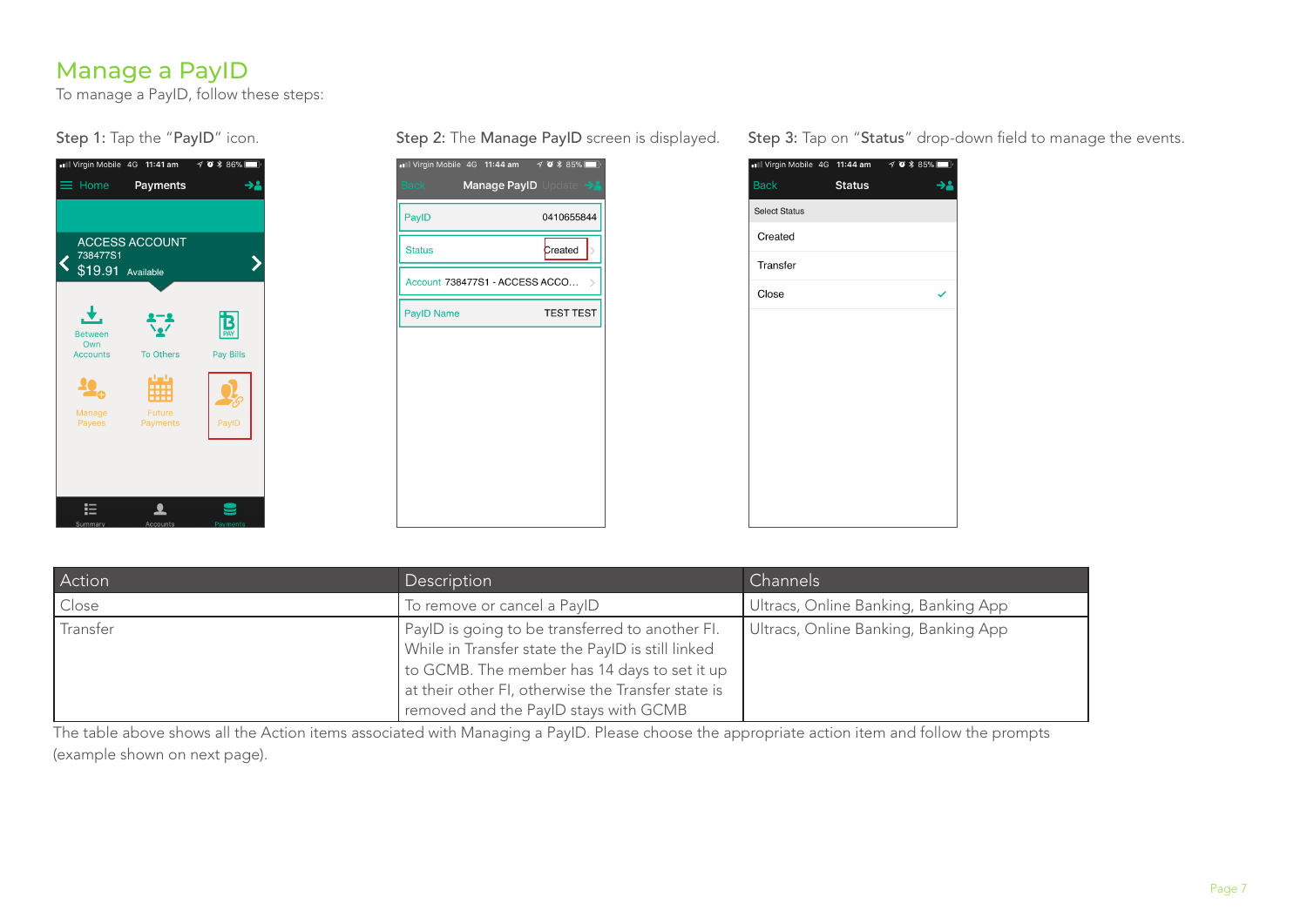# Manage a PayID

To manage a PayID, follow these steps:

Step 1: Tap the "**PayID**" icon.

Step 2: The **Manage PayID** screen is displayed.

Step 3: Tap on "**Status**" drop-down field to manage the events.

| Action | Description | Channels |
|---|---|---|
| Close | To remove or cancel a PayID | Ultracs, Online Banking, Banking App |
| Transfer | PayID is going to be transferred to another FI. While in Transfer state the PayID is still linked to GCMB. The member has 14 days to set it up at their other FI, otherwise the Transfer state is removed and the PayID stays with GCMB | Ultracs, Online Banking, Banking App |

The table above shows all the Action items associated with Managing a PayID. Please choose the appropriate action item and follow the prompts (example shown on next page).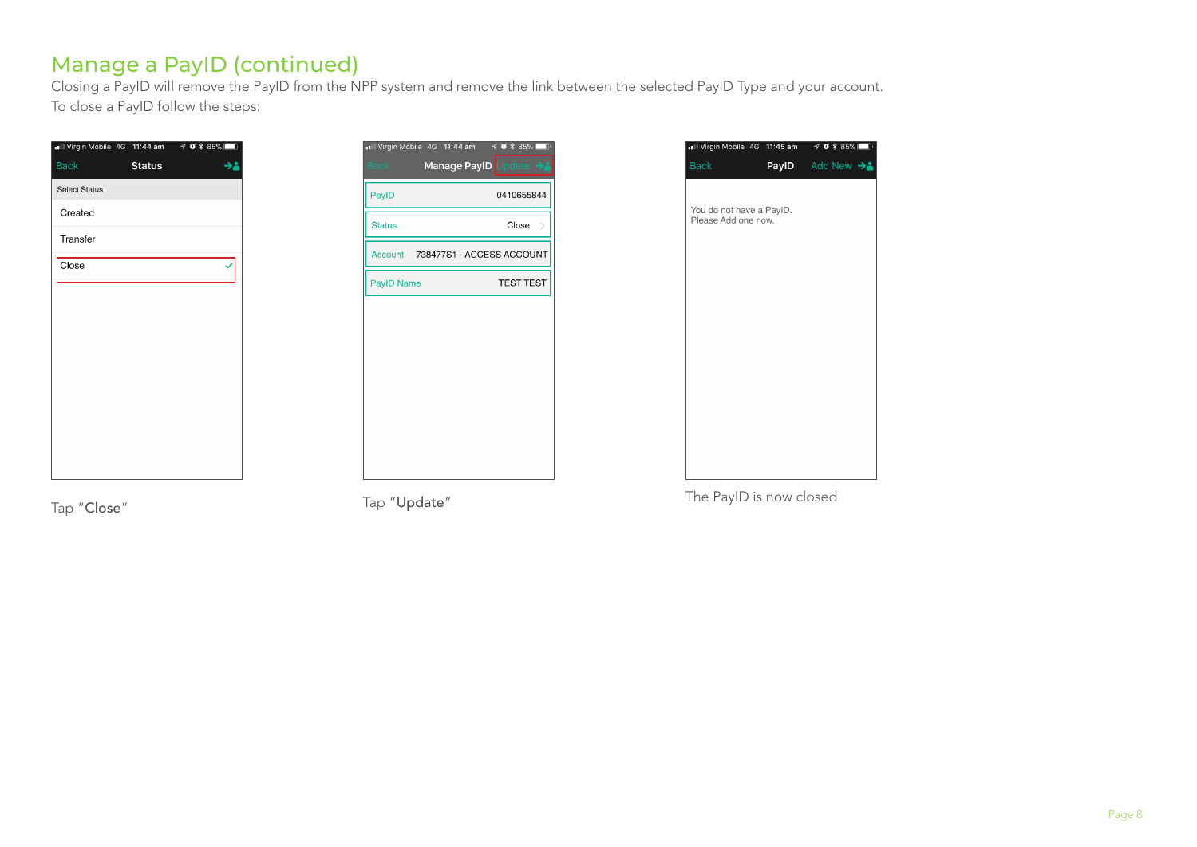# Manage a PayID (continued)

Closing a PayID will remove the PayID from the NPP system and remove the link between the selected PayID Type and your account.

To close a PayID follow the steps:

Tap "**Close**"

Tap "**Update**"

The PayID is now closed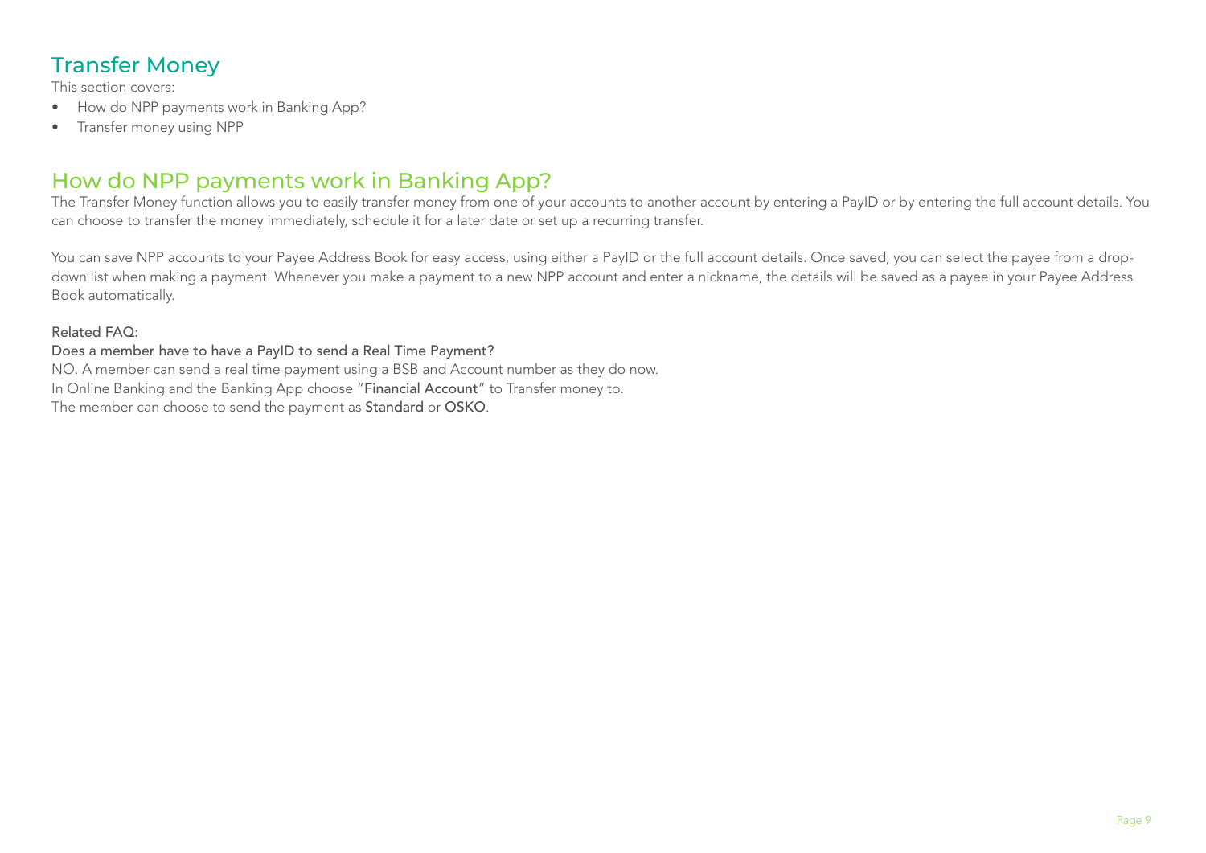## Transfer Money

This section covers:

- How do NPP payments work in Banking App?
- Transfer money using NPP

## How do NPP payments work in Banking App?

The Transfer Money function allows you to easily transfer money from one of your accounts to another account by entering a PayID or by entering the full account details. You can choose to transfer the money immediately, schedule it for a later date or set up a recurring transfer.

You can save NPP accounts to your Payee Address Book for easy access, using either a PayID or the full account details. Once saved, you can select the payee from a drop-down list when making a payment. Whenever you make a payment to a new NPP account and enter a nickname, the details will be saved as a payee in your Payee Address Book automatically.

Related FAQ:

Does a member have to have a PayID to send a Real Time Payment?

NO. A member can send a real time payment using a BSB and Account number as they do now.
In Online Banking and the Banking App choose "**Financial Account**" to Transfer money to.
The member can choose to send the payment as **Standard** or **OSKO**.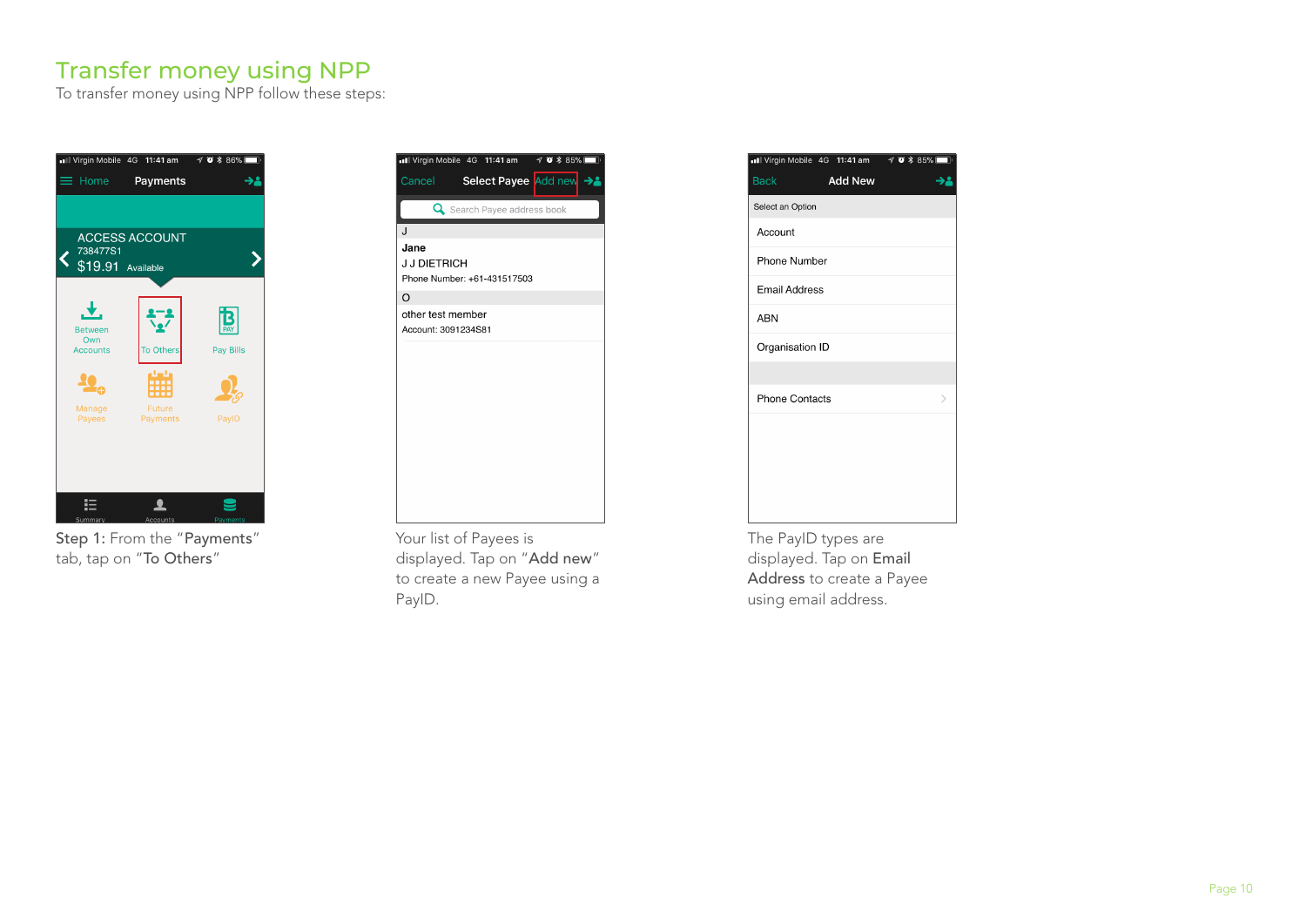# Transfer money using NPP

To transfer money using NPP follow these steps:

**Step 1:** From the "**Payments**" tab, tap on "**To Others**"

Your list of Payees is displayed. Tap on "**Add new**" to create a new Payee using a PayID.

The PayID types are displayed. Tap on **Email Address** to create a Payee using email address.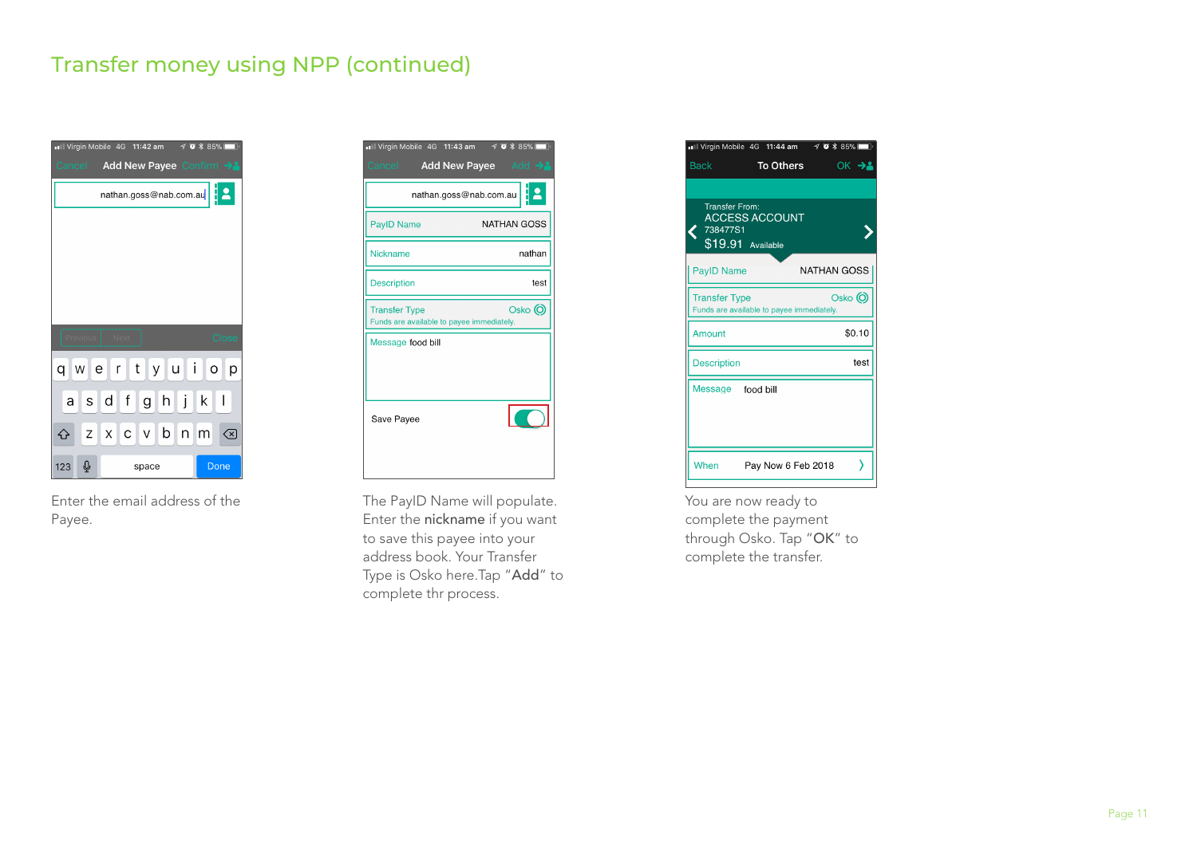# Transfer money using NPP (continued)

Enter the email address of the Payee.

The PayID Name will populate. Enter the **nickname** if you want to save this payee into your address book. Your Transfer Type is Osko here.Tap "**Add**" to complete thr process.

You are now ready to complete the payment through Osko. Tap "**OK**" to complete the transfer.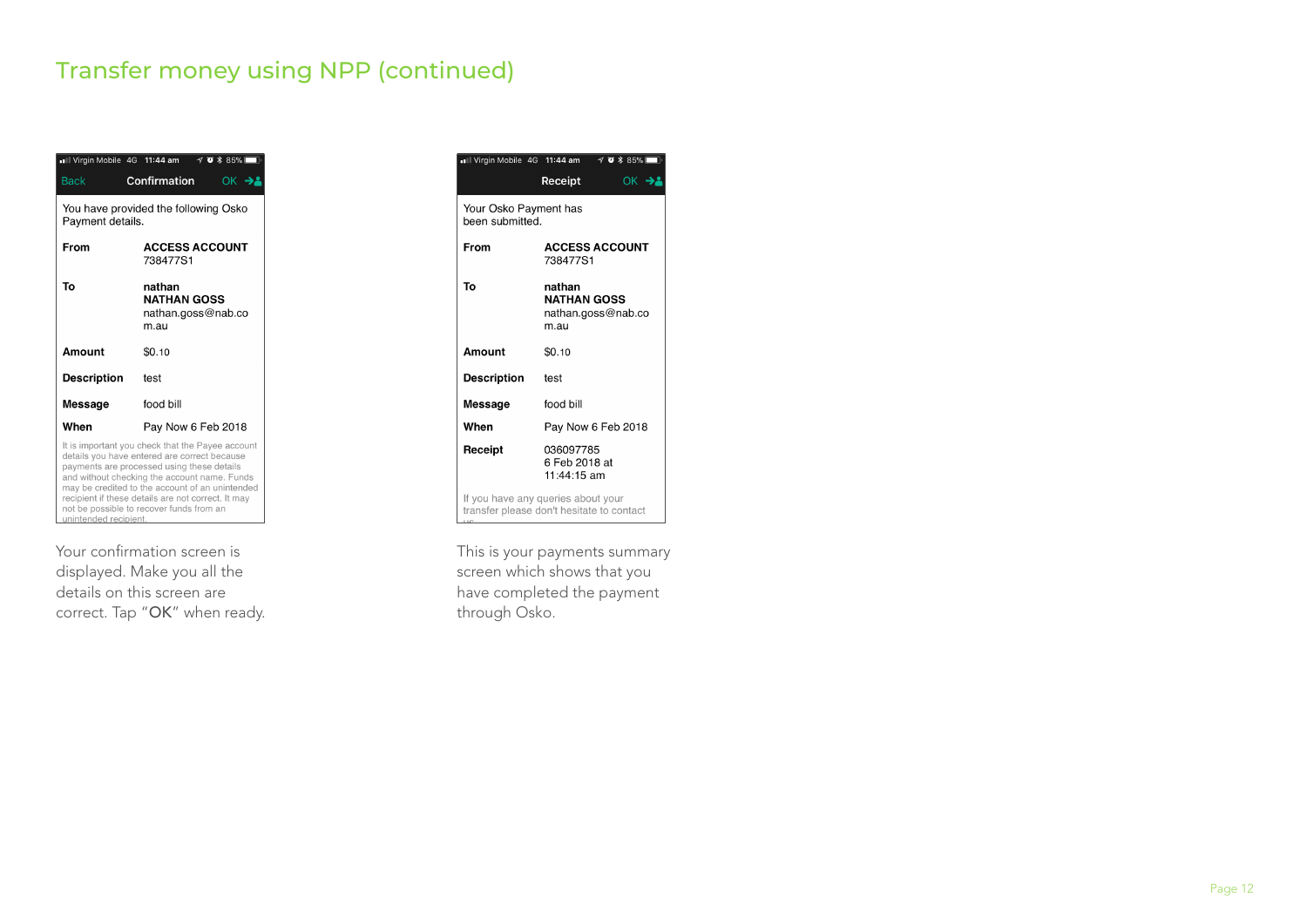# Transfer money using NPP (continued)

Virgin Mobile 4G 11:44 am 85%

Back **Confirmation** OK

You have provided the following Osko Payment details.

| | |
|---|---|
| **From** | **ACCESS ACCOUNT** 738477S1 |
| **To** | **nathan** **NATHAN GOSS** nathan.goss@nab.com.au |
| **Amount** | $0.10 |
| **Description** | test |
| **Message** | food bill |
| **When** | Pay Now 6 Feb 2018 |

It is important you check that the Payee account details you have entered are correct because payments are processed using these details and without checking the account name. Funds may be credited to the account of an unintended recipient if these details are not correct. It may not be possible to recover funds from an unintended recipient.

Your confirmation screen is displayed. Make you all the details on this screen are correct. Tap "**OK**" when ready.

Virgin Mobile 4G 11:44 am 85%

**Receipt** OK

Your Osko Payment has been submitted.

| | |
|---|---|
| **From** | **ACCESS ACCOUNT** 738477S1 |
| **To** | **nathan** **NATHAN GOSS** nathan.goss@nab.com.au |
| **Amount** | $0.10 |
| **Description** | test |
| **Message** | food bill |
| **When** | Pay Now 6 Feb 2018 |
| **Receipt** | 036097785 6 Feb 2018 at 11:44:15 am |

If you have any queries about your transfer please don't hesitate to contact us.

This is your payments summary screen which shows that you have completed the payment through Osko.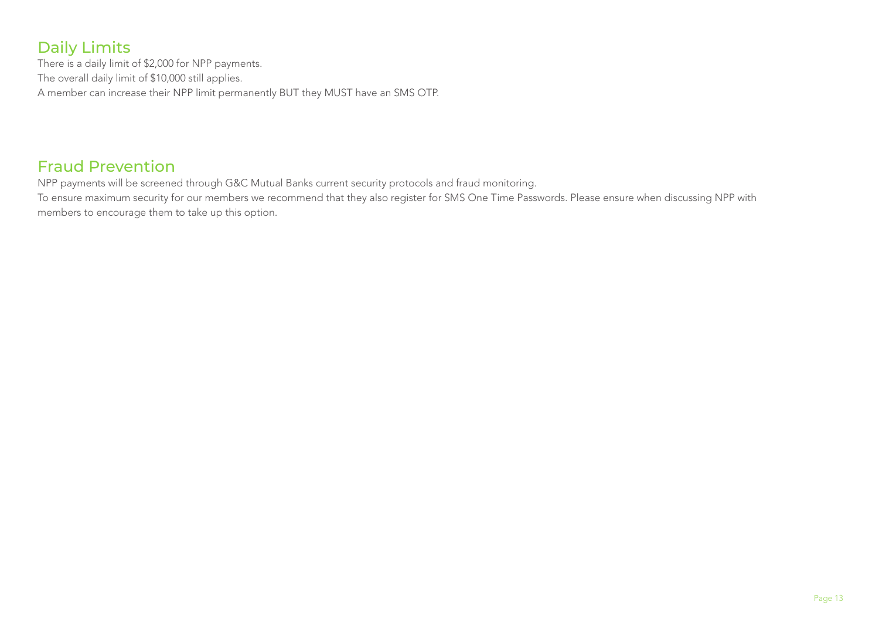## Daily Limits

There is a daily limit of $2,000 for NPP payments.
The overall daily limit of $10,000 still applies.
A member can increase their NPP limit permanently BUT they MUST have an SMS OTP.

## Fraud Prevention

NPP payments will be screened through G&C Mutual Banks current security protocols and fraud monitoring.
To ensure maximum security for our members we recommend that they also register for SMS One Time Passwords. Please ensure when discussing NPP with members to encourage them to take up this option.